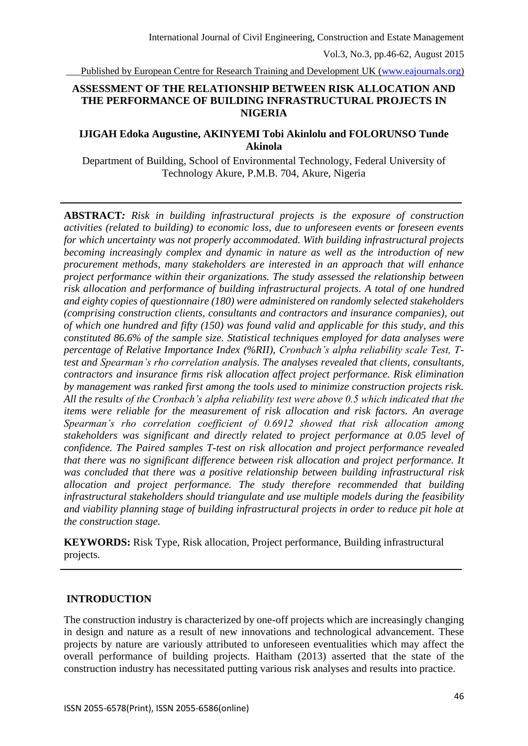# ASSESSMENT OF THE RELATIONSHIP BETWEEN RISK ALLOCATION AND THE PERFORMANCE OF BUILDING INFRASTRUCTURAL PROJECTS IN NIGERIA

**IJIGAH Edoka Augustine, AKINYEMI Tobi Akinlolu and FOLORUNSO Tunde Akinola**

Department of Building, School of Environmental Technology, Federal University of Technology Akure, P.M.B. 704, Akure, Nigeria

---

**ABSTRACT:** *Risk in building infrastructural projects is the exposure of construction activities (related to building) to economic loss, due to unforeseen events or foreseen events for which uncertainty was not properly accommodated. With building infrastructural projects becoming increasingly complex and dynamic in nature as well as the introduction of new procurement methods, many stakeholders are interested in an approach that will enhance project performance within their organizations. The study assessed the relationship between risk allocation and performance of building infrastructural projects. A total of one hundred and eighty copies of questionnaire (180) were administered on randomly selected stakeholders (comprising construction clients, consultants and contractors and insurance companies), out of which one hundred and fifty (150) was found valid and applicable for this study, and this constituted 86.6% of the sample size. Statistical techniques employed for data analyses were percentage of Relative Importance Index (%RII), Cronbach's alpha reliability scale Test, T-test and Spearman's rho correlation analysis. The analyses revealed that clients, consultants, contractors and insurance firms risk allocation affect project performance. Risk elimination by management was ranked first among the tools used to minimize construction projects risk. All the results of the Cronbach's alpha reliability test were above 0.5 which indicated that the items were reliable for the measurement of risk allocation and risk factors. An average Spearman's rho correlation coefficient of 0.6912 showed that risk allocation among stakeholders was significant and directly related to project performance at 0.05 level of confidence. The Paired samples T-test on risk allocation and project performance revealed that there was no significant difference between risk allocation and project performance. It was concluded that there was a positive relationship between building infrastructural risk allocation and project performance. The study therefore recommended that building infrastructural stakeholders should triangulate and use multiple models during the feasibility and viability planning stage of building infrastructural projects in order to reduce pit hole at the construction stage.*

**KEYWORDS:** Risk Type, Risk allocation, Project performance, Building infrastructural projects.

---

## INTRODUCTION

The construction industry is characterized by one-off projects which are increasingly changing in design and nature as a result of new innovations and technological advancement. These projects by nature are variously attributed to unforeseen eventualities which may affect the overall performance of building projects. Haitham (2013) asserted that the state of the construction industry has necessitated putting various risk analyses and results into practice.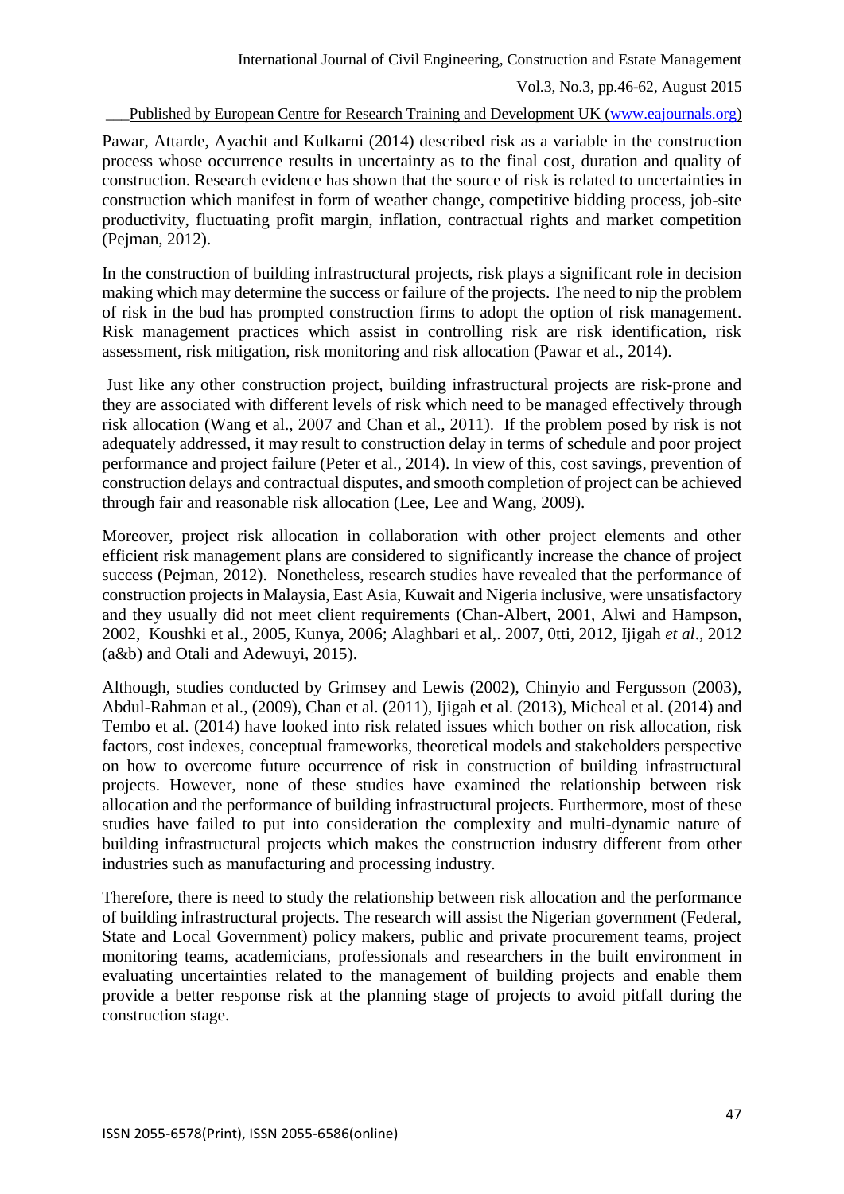Pawar, Attarde, Ayachit and Kulkarni (2014) described risk as a variable in the construction process whose occurrence results in uncertainty as to the final cost, duration and quality of construction. Research evidence has shown that the source of risk is related to uncertainties in construction which manifest in form of weather change, competitive bidding process, job-site productivity, fluctuating profit margin, inflation, contractual rights and market competition (Pejman, 2012).

In the construction of building infrastructural projects, risk plays a significant role in decision making which may determine the success or failure of the projects. The need to nip the problem of risk in the bud has prompted construction firms to adopt the option of risk management. Risk management practices which assist in controlling risk are risk identification, risk assessment, risk mitigation, risk monitoring and risk allocation (Pawar et al., 2014).

Just like any other construction project, building infrastructural projects are risk-prone and they are associated with different levels of risk which need to be managed effectively through risk allocation (Wang et al., 2007 and Chan et al., 2011). If the problem posed by risk is not adequately addressed, it may result to construction delay in terms of schedule and poor project performance and project failure (Peter et al., 2014). In view of this, cost savings, prevention of construction delays and contractual disputes, and smooth completion of project can be achieved through fair and reasonable risk allocation (Lee, Lee and Wang, 2009).

Moreover, project risk allocation in collaboration with other project elements and other efficient risk management plans are considered to significantly increase the chance of project success (Pejman, 2012). Nonetheless, research studies have revealed that the performance of construction projects in Malaysia, East Asia, Kuwait and Nigeria inclusive, were unsatisfactory and they usually did not meet client requirements (Chan-Albert, 2001, Alwi and Hampson, 2002, Koushki et al., 2005, Kunya, 2006; Alaghbari et al,. 2007, 0tti, 2012, Ijigah *et al*., 2012 (a&b) and Otali and Adewuyi, 2015).

Although, studies conducted by Grimsey and Lewis (2002), Chinyio and Fergusson (2003), Abdul-Rahman et al., (2009), Chan et al. (2011), Ijigah et al. (2013), Micheal et al. (2014) and Tembo et al. (2014) have looked into risk related issues which bother on risk allocation, risk factors, cost indexes, conceptual frameworks, theoretical models and stakeholders perspective on how to overcome future occurrence of risk in construction of building infrastructural projects. However, none of these studies have examined the relationship between risk allocation and the performance of building infrastructural projects. Furthermore, most of these studies have failed to put into consideration the complexity and multi-dynamic nature of building infrastructural projects which makes the construction industry different from other industries such as manufacturing and processing industry.

Therefore, there is need to study the relationship between risk allocation and the performance of building infrastructural projects. The research will assist the Nigerian government (Federal, State and Local Government) policy makers, public and private procurement teams, project monitoring teams, academicians, professionals and researchers in the built environment in evaluating uncertainties related to the management of building projects and enable them provide a better response risk at the planning stage of projects to avoid pitfall during the construction stage.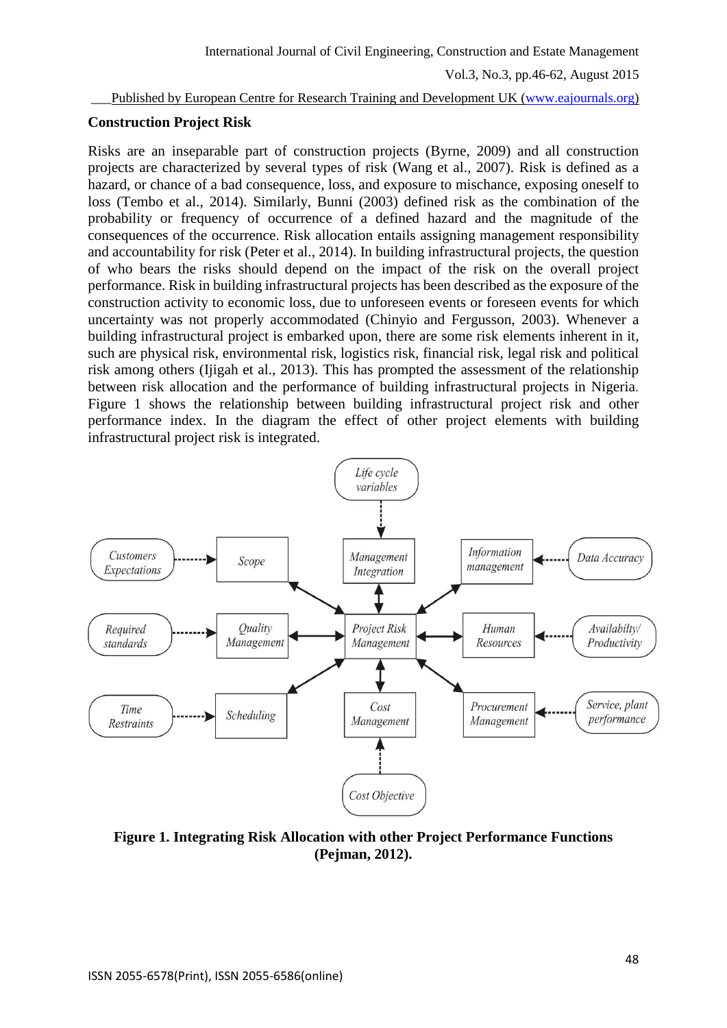### Construction Project Risk

Risks are an inseparable part of construction projects (Byrne, 2009) and all construction projects are characterized by several types of risk (Wang et al., 2007). Risk is defined as a hazard, or chance of a bad consequence, loss, and exposure to mischance, exposing oneself to loss (Tembo et al., 2014). Similarly, Bunni (2003) defined risk as the combination of the probability or frequency of occurrence of a defined hazard and the magnitude of the consequences of the occurrence. Risk allocation entails assigning management responsibility and accountability for risk (Peter et al., 2014). In building infrastructural projects, the question of who bears the risks should depend on the impact of the risk on the overall project performance. Risk in building infrastructural projects has been described as the exposure of the construction activity to economic loss, due to unforeseen events or foreseen events for which uncertainty was not properly accommodated (Chinyio and Fergusson, 2003). Whenever a building infrastructural project is embarked upon, there are some risk elements inherent in it, such are physical risk, environmental risk, logistics risk, financial risk, legal risk and political risk among others (Ijigah et al., 2013). This has prompted the assessment of the relationship between risk allocation and the performance of building infrastructural projects in Nigeria. Figure 1 shows the relationship between building infrastructural project risk and other performance index. In the diagram the effect of other project elements with building infrastructural project risk is integrated.

**Figure 1. Integrating Risk Allocation with other Project Performance Functions (Pejman, 2012).**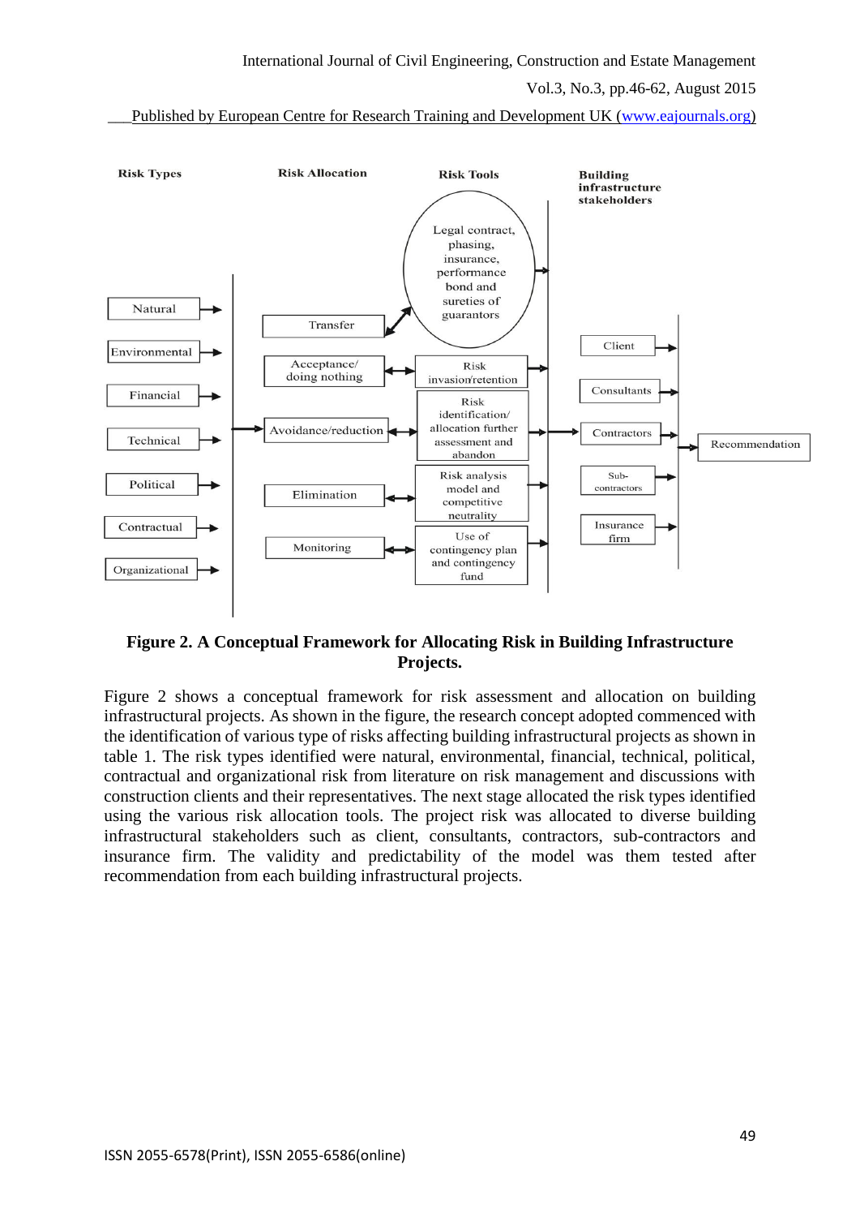**Figure 2. A Conceptual Framework for Allocating Risk in Building Infrastructure Projects.**

Figure 2 shows a conceptual framework for risk assessment and allocation on building infrastructural projects. As shown in the figure, the research concept adopted commenced with the identification of various type of risks affecting building infrastructural projects as shown in table 1. The risk types identified were natural, environmental, financial, technical, political, contractual and organizational risk from literature on risk management and discussions with construction clients and their representatives. The next stage allocated the risk types identified using the various risk allocation tools. The project risk was allocated to diverse building infrastructural stakeholders such as client, consultants, contractors, sub-contractors and insurance firm. The validity and predictability of the model was them tested after recommendation from each building infrastructural projects.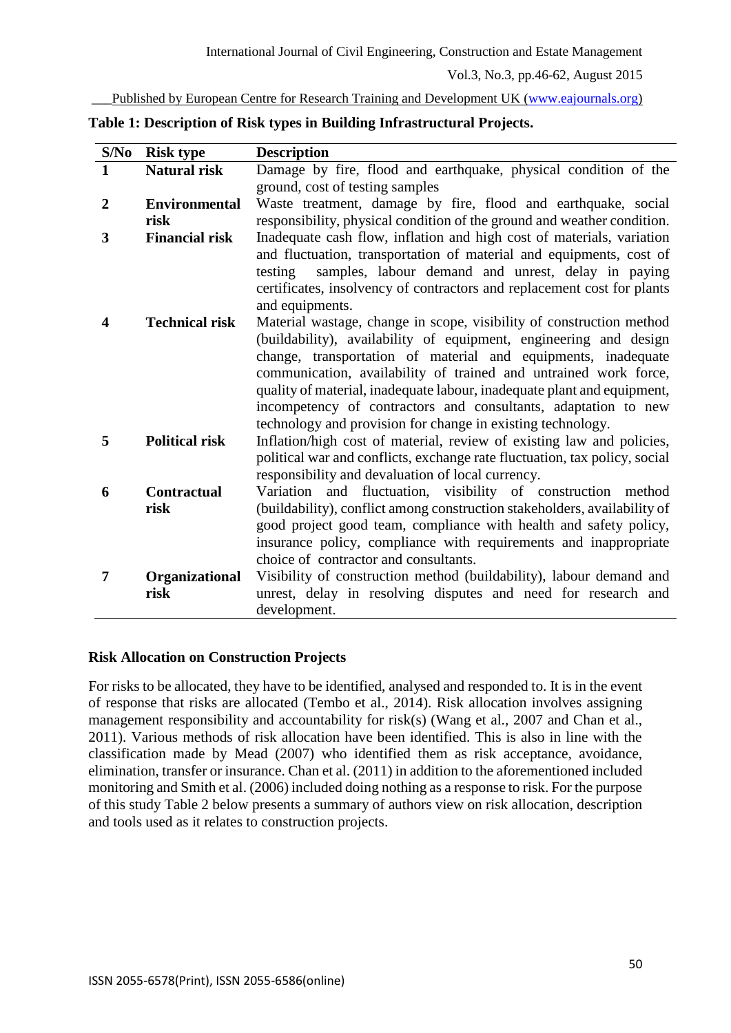**Table 1: Description of Risk types in Building Infrastructural Projects.**

| S/No | Risk type | Description |
|---|---|---|
| 1 | **Natural risk** | Damage by fire, flood and earthquake, physical condition of the ground, cost of testing samples |
| 2 | **Environmental risk** | Waste treatment, damage by fire, flood and earthquake, social responsibility, physical condition of the ground and weather condition. |
| 3 | **Financial risk** | Inadequate cash flow, inflation and high cost of materials, variation and fluctuation, transportation of material and equipments, cost of testing samples, labour demand and unrest, delay in paying certificates, insolvency of contractors and replacement cost for plants and equipments. |
| 4 | **Technical risk** | Material wastage, change in scope, visibility of construction method (buildability), availability of equipment, engineering and design change, transportation of material and equipments, inadequate communication, availability of trained and untrained work force, quality of material, inadequate labour, inadequate plant and equipment, incompetency of contractors and consultants, adaptation to new technology and provision for change in existing technology. |
| 5 | **Political risk** | Inflation/high cost of material, review of existing law and policies, political war and conflicts, exchange rate fluctuation, tax policy, social responsibility and devaluation of local currency. |
| 6 | **Contractual risk** | Variation and fluctuation, visibility of construction method (buildability), conflict among construction stakeholders, availability of good project good team, compliance with health and safety policy, insurance policy, compliance with requirements and inappropriate choice of contractor and consultants. |
| 7 | **Organizational risk** | Visibility of construction method (buildability), labour demand and unrest, delay in resolving disputes and need for research and development. |

## Risk Allocation on Construction Projects

For risks to be allocated, they have to be identified, analysed and responded to. It is in the event of response that risks are allocated (Tembo et al., 2014). Risk allocation involves assigning management responsibility and accountability for risk(s) (Wang et al., 2007 and Chan et al., 2011). Various methods of risk allocation have been identified. This is also in line with the classification made by Mead (2007) who identified them as risk acceptance, avoidance, elimination, transfer or insurance. Chan et al. (2011) in addition to the aforementioned included monitoring and Smith et al. (2006) included doing nothing as a response to risk. For the purpose of this study Table 2 below presents a summary of authors view on risk allocation, description and tools used as it relates to construction projects.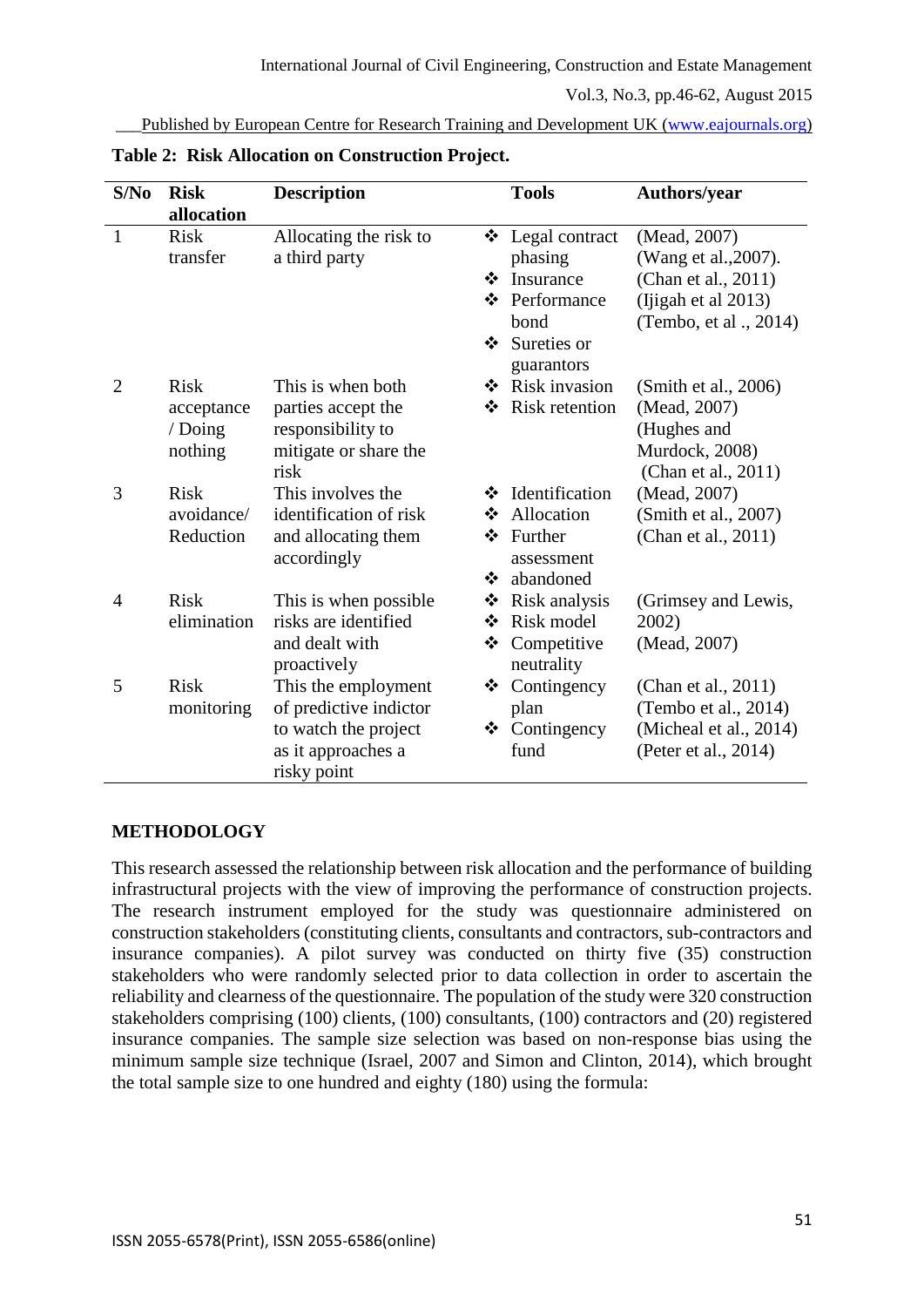**Table 2: Risk Allocation on Construction Project.**

| S/No | Risk allocation | Description | Tools | Authors/year |
|---|---|---|---|---|
| 1 | Risk transfer | Allocating the risk to a third party | ❖ Legal contract phasing<br>❖ Insurance<br>❖ Performance bond<br>❖ Sureties or guarantors | (Mead, 2007)<br>(Wang et al.,2007).<br>(Chan et al., 2011)<br>(Ijigah et al 2013)<br>(Tembo, et al ., 2014) |
| 2 | Risk acceptance / Doing nothing | This is when both parties accept the responsibility to mitigate or share the risk | ❖ Risk invasion<br>❖ Risk retention | (Smith et al., 2006)<br>(Mead, 2007)<br>(Hughes and Murdock, 2008)<br>(Chan et al., 2011) |
| 3 | Risk avoidance/ Reduction | This involves the identification of risk and allocating them accordingly | ❖ Identification<br>❖ Allocation<br>❖ Further assessment<br>❖ abandoned | (Mead, 2007)<br>(Smith et al., 2007)<br>(Chan et al., 2011) |
| 4 | Risk elimination | This is when possible risks are identified and dealt with proactively | ❖ Risk analysis<br>❖ Risk model<br>❖ Competitive neutrality | (Grimsey and Lewis, 2002)<br>(Mead, 2007) |
| 5 | Risk monitoring | This the employment of predictive indictor to watch the project as it approaches a risky point | ❖ Contingency plan<br>❖ Contingency fund | (Chan et al., 2011)<br>(Tembo et al., 2014)<br>(Micheal et al., 2014)<br>(Peter et al., 2014) |

## METHODOLOGY

This research assessed the relationship between risk allocation and the performance of building infrastructural projects with the view of improving the performance of construction projects. The research instrument employed for the study was questionnaire administered on construction stakeholders (constituting clients, consultants and contractors, sub-contractors and insurance companies). A pilot survey was conducted on thirty five (35) construction stakeholders who were randomly selected prior to data collection in order to ascertain the reliability and clearness of the questionnaire. The population of the study were 320 construction stakeholders comprising (100) clients, (100) consultants, (100) contractors and (20) registered insurance companies. The sample size selection was based on non-response bias using the minimum sample size technique (Israel, 2007 and Simon and Clinton, 2014), which brought the total sample size to one hundred and eighty (180) using the formula: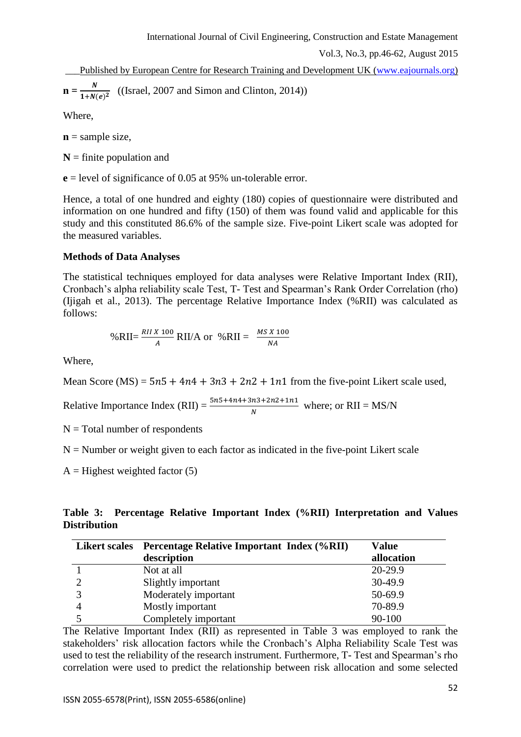$$\mathbf{n} = \frac{N}{1+N(e)^2}$$ ((Israel, 2007 and Simon and Clinton, 2014))

Where,

**n** = sample size,

**N** = finite population and

**e** = level of significance of 0.05 at 95% un-tolerable error.

Hence, a total of one hundred and eighty (180) copies of questionnaire were distributed and information on one hundred and fifty (150) of them was found valid and applicable for this study and this constituted 86.6% of the sample size. Five-point Likert scale was adopted for the measured variables.

**Methods of Data Analyses**

The statistical techniques employed for data analyses were Relative Important Index (RII), Cronbach's alpha reliability scale Test, T- Test and Spearman's Rank Order Correlation (rho) (Ijigah et al., 2013). The percentage Relative Importance Index (%RII) was calculated as follows:

$$\%RII = \frac{RII\ X\ 100}{A}\ RII/A \text{ or } \%RII = \frac{MS\ X\ 100}{NA}$$

Where,

Mean Score (MS) = $5n5 + 4n4 + 3n3 + 2n2 + 1n1$ from the five-point Likert scale used,

Relative Importance Index (RII) = $\frac{5n5+4n4+3n3+2n2+1n1}{N}$ where; or RII = MS/N

N = Total number of respondents

N = Number or weight given to each factor as indicated in the five-point Likert scale

A = Highest weighted factor (5)

**Table 3: Percentage Relative Important Index (%RII) Interpretation and Values Distribution**

| Likert scales | Percentage Relative Important Index (%RII) description | Value allocation |
|---|---|---|
| 1 | Not at all | 20-29.9 |
| 2 | Slightly important | 30-49.9 |
| 3 | Moderately important | 50-69.9 |
| 4 | Mostly important | 70-89.9 |
| 5 | Completely important | 90-100 |

The Relative Important Index (RII) as represented in Table 3 was employed to rank the stakeholders' risk allocation factors while the Cronbach's Alpha Reliability Scale Test was used to test the reliability of the research instrument. Furthermore, T- Test and Spearman's rho correlation were used to predict the relationship between risk allocation and some selected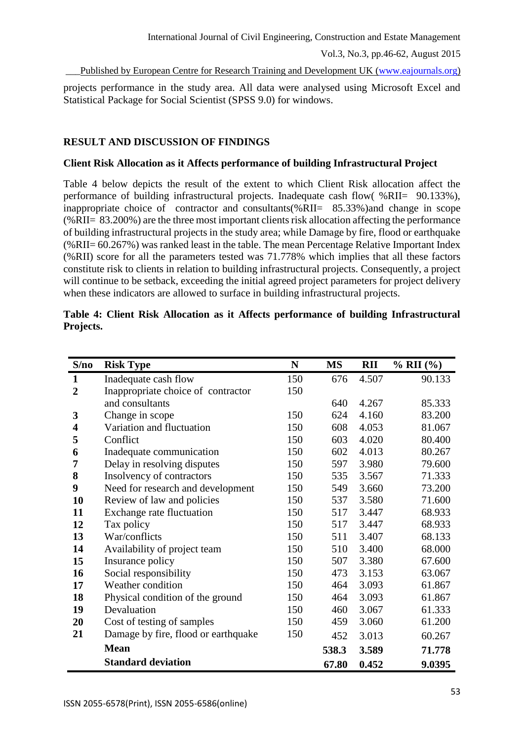projects performance in the study area. All data were analysed using Microsoft Excel and Statistical Package for Social Scientist (SPSS 9.0) for windows.

## RESULT AND DISCUSSION OF FINDINGS

### Client Risk Allocation as it Affects performance of building Infrastructural Project

Table 4 below depicts the result of the extent to which Client Risk allocation affect the performance of building infrastructural projects. Inadequate cash flow( %RII= 90.133%), inappropriate choice of contractor and consultants(%RII= 85.33%)and change in scope (%RII= 83.200%) are the three most important clients risk allocation affecting the performance of building infrastructural projects in the study area; while Damage by fire, flood or earthquake (%RII= 60.267%) was ranked least in the table. The mean Percentage Relative Important Index (%RII) score for all the parameters tested was 71.778% which implies that all these factors constitute risk to clients in relation to building infrastructural projects. Consequently, a project will continue to be setback, exceeding the initial agreed project parameters for project delivery when these indicators are allowed to surface in building infrastructural projects.

**Table 4: Client Risk Allocation as it Affects performance of building Infrastructural Projects.**

| S/no | Risk Type | N | MS | RII | % RII (%) |
|---|---|---|---|---|---|
| 1 | Inadequate cash flow | 150 | 676 | 4.507 | 90.133 |
| 2 | Inappropriate choice of contractor and consultants | 150 | 640 | 4.267 | 85.333 |
| 3 | Change in scope | 150 | 624 | 4.160 | 83.200 |
| 4 | Variation and fluctuation | 150 | 608 | 4.053 | 81.067 |
| 5 | Conflict | 150 | 603 | 4.020 | 80.400 |
| 6 | Inadequate communication | 150 | 602 | 4.013 | 80.267 |
| 7 | Delay in resolving disputes | 150 | 597 | 3.980 | 79.600 |
| 8 | Insolvency of contractors | 150 | 535 | 3.567 | 71.333 |
| 9 | Need for research and development | 150 | 549 | 3.660 | 73.200 |
| 10 | Review of law and policies | 150 | 537 | 3.580 | 71.600 |
| 11 | Exchange rate fluctuation | 150 | 517 | 3.447 | 68.933 |
| 12 | Tax policy | 150 | 517 | 3.447 | 68.933 |
| 13 | War/conflicts | 150 | 511 | 3.407 | 68.133 |
| 14 | Availability of project team | 150 | 510 | 3.400 | 68.000 |
| 15 | Insurance policy | 150 | 507 | 3.380 | 67.600 |
| 16 | Social responsibility | 150 | 473 | 3.153 | 63.067 |
| 17 | Weather condition | 150 | 464 | 3.093 | 61.867 |
| 18 | Physical condition of the ground | 150 | 464 | 3.093 | 61.867 |
| 19 | Devaluation | 150 | 460 | 3.067 | 61.333 |
| 20 | Cost of testing of samples | 150 | 459 | 3.060 | 61.200 |
| 21 | Damage by fire, flood or earthquake | 150 | 452 | 3.013 | 60.267 |
| | **Mean** | | **538.3** | **3.589** | **71.778** |
| | **Standard deviation** | | **67.80** | **0.452** | **9.0395** |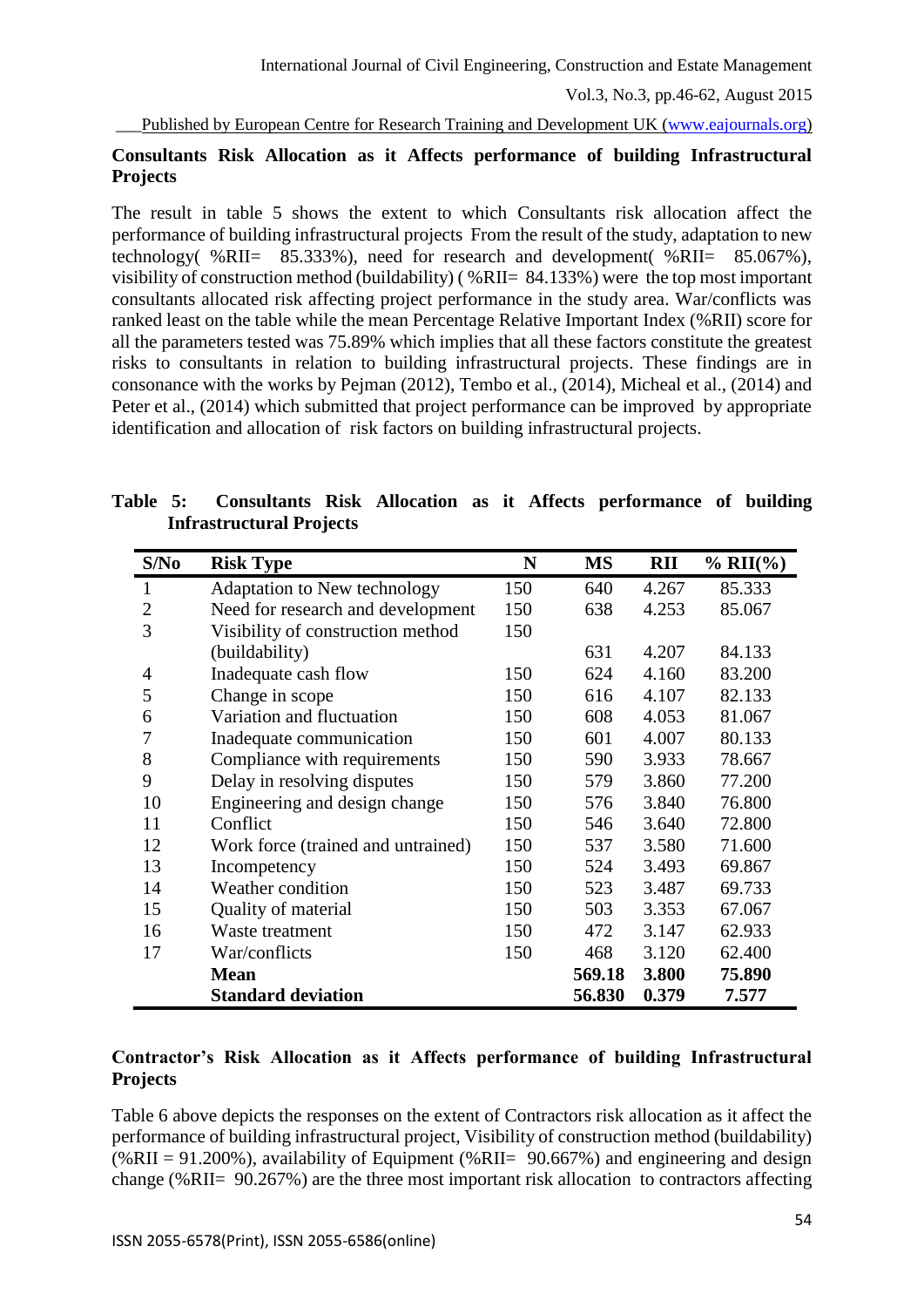### Consultants Risk Allocation as it Affects performance of building Infrastructural Projects

The result in table 5 shows the extent to which Consultants risk allocation affect the performance of building infrastructural projects From the result of the study, adaptation to new technology( %RII= 85.333%), need for research and development( %RII= 85.067%), visibility of construction method (buildability) ( %RII= 84.133%) were the top most important consultants allocated risk affecting project performance in the study area. War/conflicts was ranked least on the table while the mean Percentage Relative Important Index (%RII) score for all the parameters tested was 75.89% which implies that all these factors constitute the greatest risks to consultants in relation to building infrastructural projects. These findings are in consonance with the works by Pejman (2012), Tembo et al., (2014), Micheal et al., (2014) and Peter et al., (2014) which submitted that project performance can be improved by appropriate identification and allocation of risk factors on building infrastructural projects.

**Table 5: Consultants Risk Allocation as it Affects performance of building Infrastructural Projects**

| S/No | Risk Type | N | MS | RII | % RII(%) |
|---|---|---|---|---|---|
| 1 | Adaptation to New technology | 150 | 640 | 4.267 | 85.333 |
| 2 | Need for research and development | 150 | 638 | 4.253 | 85.067 |
| 3 | Visibility of construction method (buildability) | 150 | 631 | 4.207 | 84.133 |
| 4 | Inadequate cash flow | 150 | 624 | 4.160 | 83.200 |
| 5 | Change in scope | 150 | 616 | 4.107 | 82.133 |
| 6 | Variation and fluctuation | 150 | 608 | 4.053 | 81.067 |
| 7 | Inadequate communication | 150 | 601 | 4.007 | 80.133 |
| 8 | Compliance with requirements | 150 | 590 | 3.933 | 78.667 |
| 9 | Delay in resolving disputes | 150 | 579 | 3.860 | 77.200 |
| 10 | Engineering and design change | 150 | 576 | 3.840 | 76.800 |
| 11 | Conflict | 150 | 546 | 3.640 | 72.800 |
| 12 | Work force (trained and untrained) | 150 | 537 | 3.580 | 71.600 |
| 13 | Incompetency | 150 | 524 | 3.493 | 69.867 |
| 14 | Weather condition | 150 | 523 | 3.487 | 69.733 |
| 15 | Quality of material | 150 | 503 | 3.353 | 67.067 |
| 16 | Waste treatment | 150 | 472 | 3.147 | 62.933 |
| 17 | War/conflicts | 150 | 468 | 3.120 | 62.400 |
| | **Mean** | | **569.18** | **3.800** | **75.890** |
| | **Standard deviation** | | **56.830** | **0.379** | **7.577** |

### Contractor's Risk Allocation as it Affects performance of building Infrastructural Projects

Table 6 above depicts the responses on the extent of Contractors risk allocation as it affect the performance of building infrastructural project, Visibility of construction method (buildability) (%RII = 91.200%), availability of Equipment (%RII= 90.667%) and engineering and design change (%RII= 90.267%) are the three most important risk allocation to contractors affecting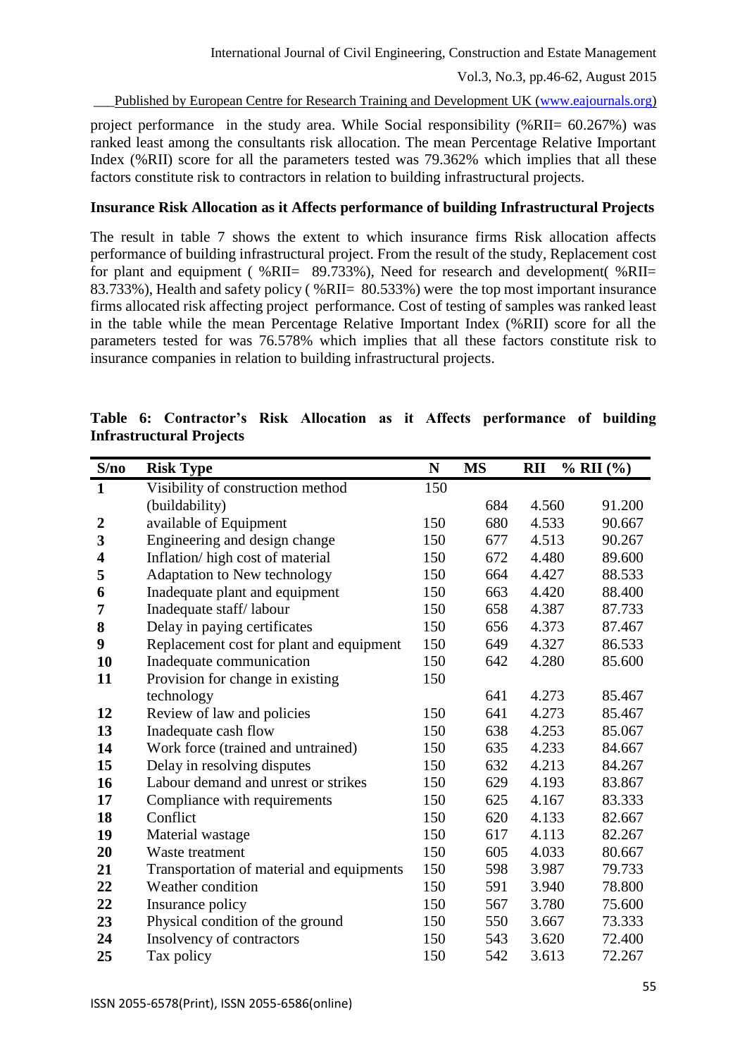project performance in the study area. While Social responsibility (%RII= 60.267%) was ranked least among the consultants risk allocation. The mean Percentage Relative Important Index (%RII) score for all the parameters tested was 79.362% which implies that all these factors constitute risk to contractors in relation to building infrastructural projects.

### Insurance Risk Allocation as it Affects performance of building Infrastructural Projects

The result in table 7 shows the extent to which insurance firms Risk allocation affects performance of building infrastructural project. From the result of the study, Replacement cost for plant and equipment ( %RII= 89.733%), Need for research and development( %RII= 83.733%), Health and safety policy ( %RII= 80.533%) were the top most important insurance firms allocated risk affecting project performance. Cost of testing of samples was ranked least in the table while the mean Percentage Relative Important Index (%RII) score for all the parameters tested for was 76.578% which implies that all these factors constitute risk to insurance companies in relation to building infrastructural projects.

**Table 6: Contractor's Risk Allocation as it Affects performance of building Infrastructural Projects**

| S/no | Risk Type | N | MS | RII | % RII (%) |
|---|---|---|---|---|---|
| **1** | Visibility of construction method (buildability) | 150 | 684 | 4.560 | 91.200 |
| **2** | available of Equipment | 150 | 680 | 4.533 | 90.667 |
| **3** | Engineering and design change | 150 | 677 | 4.513 | 90.267 |
| **4** | Inflation/ high cost of material | 150 | 672 | 4.480 | 89.600 |
| **5** | Adaptation to New technology | 150 | 664 | 4.427 | 88.533 |
| **6** | Inadequate plant and equipment | 150 | 663 | 4.420 | 88.400 |
| **7** | Inadequate staff/ labour | 150 | 658 | 4.387 | 87.733 |
| **8** | Delay in paying certificates | 150 | 656 | 4.373 | 87.467 |
| **9** | Replacement cost for plant and equipment | 150 | 649 | 4.327 | 86.533 |
| **10** | Inadequate communication | 150 | 642 | 4.280 | 85.600 |
| **11** | Provision for change in existing technology | 150 | 641 | 4.273 | 85.467 |
| **12** | Review of law and policies | 150 | 641 | 4.273 | 85.467 |
| **13** | Inadequate cash flow | 150 | 638 | 4.253 | 85.067 |
| **14** | Work force (trained and untrained) | 150 | 635 | 4.233 | 84.667 |
| **15** | Delay in resolving disputes | 150 | 632 | 4.213 | 84.267 |
| **16** | Labour demand and unrest or strikes | 150 | 629 | 4.193 | 83.867 |
| **17** | Compliance with requirements | 150 | 625 | 4.167 | 83.333 |
| **18** | Conflict | 150 | 620 | 4.133 | 82.667 |
| **19** | Material wastage | 150 | 617 | 4.113 | 82.267 |
| **20** | Waste treatment | 150 | 605 | 4.033 | 80.667 |
| **21** | Transportation of material and equipments | 150 | 598 | 3.987 | 79.733 |
| **22** | Weather condition | 150 | 591 | 3.940 | 78.800 |
| **22** | Insurance policy | 150 | 567 | 3.780 | 75.600 |
| **23** | Physical condition of the ground | 150 | 550 | 3.667 | 73.333 |
| **24** | Insolvency of contractors | 150 | 543 | 3.620 | 72.400 |
| **25** | Tax policy | 150 | 542 | 3.613 | 72.267 |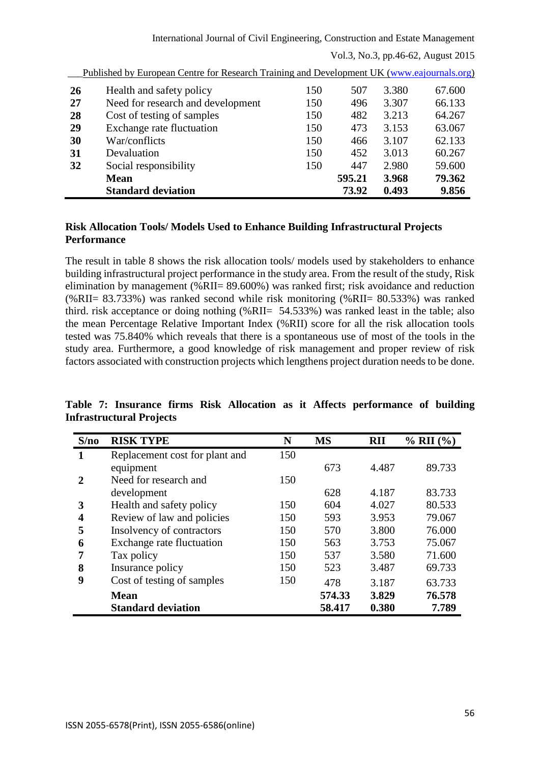| | | | | | |
|---|---|---|---|---|---|
| **26** | Health and safety policy | 150 | 507 | 3.380 | 67.600 |
| **27** | Need for research and development | 150 | 496 | 3.307 | 66.133 |
| **28** | Cost of testing of samples | 150 | 482 | 3.213 | 64.267 |
| **29** | Exchange rate fluctuation | 150 | 473 | 3.153 | 63.067 |
| **30** | War/conflicts | 150 | 466 | 3.107 | 62.133 |
| **31** | Devaluation | 150 | 452 | 3.013 | 60.267 |
| **32** | Social responsibility | 150 | 447 | 2.980 | 59.600 |
| | **Mean** | | **595.21** | **3.968** | **79.362** |
| | **Standard deviation** | | **73.92** | **0.493** | **9.856** |

**Risk Allocation Tools/ Models Used to Enhance Building Infrastructural Projects Performance**

The result in table 8 shows the risk allocation tools/ models used by stakeholders to enhance building infrastructural project performance in the study area. From the result of the study, Risk elimination by management (%RII= 89.600%) was ranked first; risk avoidance and reduction (%RII= 83.733%) was ranked second while risk monitoring (%RII= 80.533%) was ranked third. risk acceptance or doing nothing (%RII= 54.533%) was ranked least in the table; also the mean Percentage Relative Important Index (%RII) score for all the risk allocation tools tested was 75.840% which reveals that there is a spontaneous use of most of the tools in the study area. Furthermore, a good knowledge of risk management and proper review of risk factors associated with construction projects which lengthens project duration needs to be done.

**Table 7: Insurance firms Risk Allocation as it Affects performance of building Infrastructural Projects**

| S/no | RISK TYPE | N | MS | RII | % RII (%) |
|---|---|---|---|---|---|
| **1** | Replacement cost for plant and equipment | 150 | 673 | 4.487 | 89.733 |
| **2** | Need for research and development | 150 | 628 | 4.187 | 83.733 |
| **3** | Health and safety policy | 150 | 604 | 4.027 | 80.533 |
| **4** | Review of law and policies | 150 | 593 | 3.953 | 79.067 |
| **5** | Insolvency of contractors | 150 | 570 | 3.800 | 76.000 |
| **6** | Exchange rate fluctuation | 150 | 563 | 3.753 | 75.067 |
| **7** | Tax policy | 150 | 537 | 3.580 | 71.600 |
| **8** | Insurance policy | 150 | 523 | 3.487 | 69.733 |
| **9** | Cost of testing of samples | 150 | 478 | 3.187 | 63.733 |
| | **Mean** | | **574.33** | **3.829** | **76.578** |
| | **Standard deviation** | | **58.417** | **0.380** | **7.789** |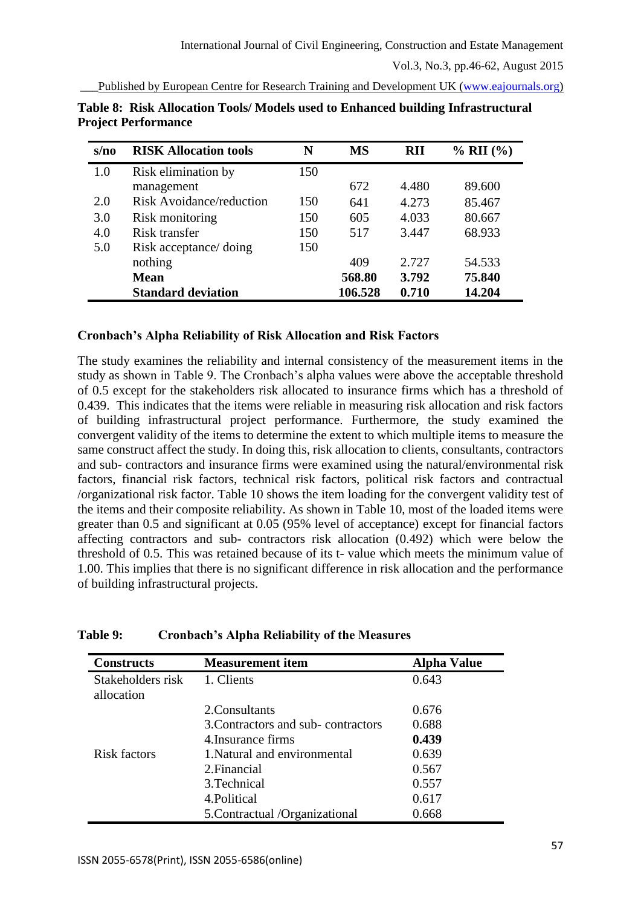**Table 8: Risk Allocation Tools/ Models used to Enhanced building Infrastructural Project Performance**

| s/no | RISK Allocation tools | N | MS | RII | % RII (%) |
|---|---|---|---|---|---|
| 1.0 | Risk elimination by management | 150 | 672 | 4.480 | 89.600 |
| 2.0 | Risk Avoidance/reduction | 150 | 641 | 4.273 | 85.467 |
| 3.0 | Risk monitoring | 150 | 605 | 4.033 | 80.667 |
| 4.0 | Risk transfer | 150 | 517 | 3.447 | 68.933 |
| 5.0 | Risk acceptance/ doing nothing | 150 | 409 | 2.727 | 54.533 |
| | **Mean** | | **568.80** | **3.792** | **75.840** |
| | **Standard deviation** | | **106.528** | **0.710** | **14.204** |

**Cronbach's Alpha Reliability of Risk Allocation and Risk Factors**

The study examines the reliability and internal consistency of the measurement items in the study as shown in Table 9. The Cronbach's alpha values were above the acceptable threshold of 0.5 except for the stakeholders risk allocated to insurance firms which has a threshold of 0.439. This indicates that the items were reliable in measuring risk allocation and risk factors of building infrastructural project performance. Furthermore, the study examined the convergent validity of the items to determine the extent to which multiple items to measure the same construct affect the study. In doing this, risk allocation to clients, consultants, contractors and sub- contractors and insurance firms were examined using the natural/environmental risk factors, financial risk factors, technical risk factors, political risk factors and contractual /organizational risk factor. Table 10 shows the item loading for the convergent validity test of the items and their composite reliability. As shown in Table 10, most of the loaded items were greater than 0.5 and significant at 0.05 (95% level of acceptance) except for financial factors affecting contractors and sub- contractors risk allocation (0.492) which were below the threshold of 0.5. This was retained because of its t- value which meets the minimum value of 1.00. This implies that there is no significant difference in risk allocation and the performance of building infrastructural projects.

**Table 9: Cronbach's Alpha Reliability of the Measures**

| Constructs | Measurement item | Alpha Value |
|---|---|---|
| Stakeholders risk allocation | 1. Clients | 0.643 |
| | 2.Consultants | 0.676 |
| | 3.Contractors and sub- contractors | 0.688 |
| | 4.Insurance firms | **0.439** |
| Risk factors | 1.Natural and environmental | 0.639 |
| | 2.Financial | 0.567 |
| | 3.Technical | 0.557 |
| | 4.Political | 0.617 |
| | 5.Contractual /Organizational | 0.668 |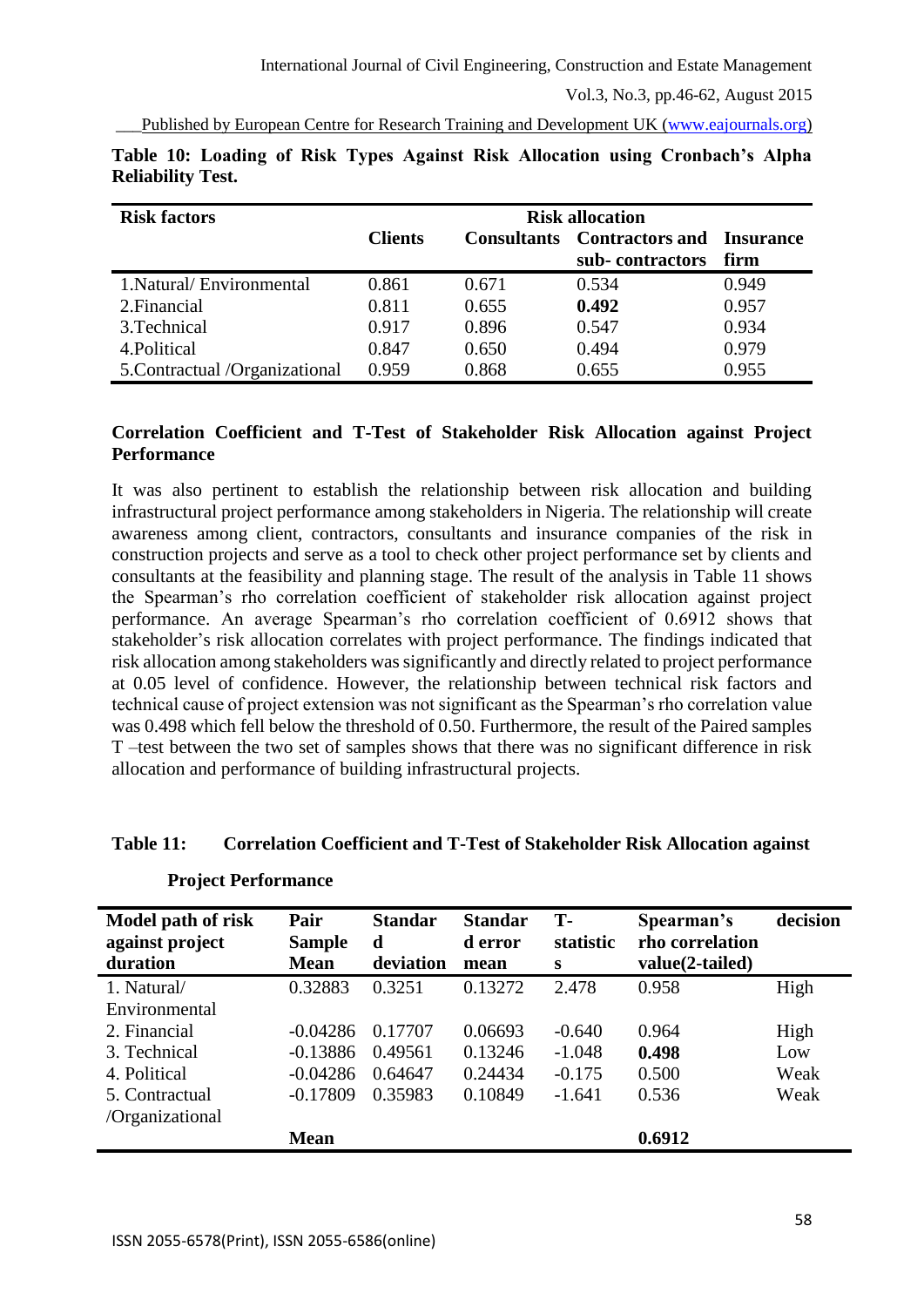**Table 10: Loading of Risk Types Against Risk Allocation using Cronbach's Alpha Reliability Test.**

| Risk factors | Risk allocation | | | |
|---|---|---|---|---|
| | Clients | Consultants | Contractors and sub- contractors | Insurance firm |
| 1.Natural/ Environmental | 0.861 | 0.671 | 0.534 | 0.949 |
| 2.Financial | 0.811 | 0.655 | **0.492** | 0.957 |
| 3.Technical | 0.917 | 0.896 | 0.547 | 0.934 |
| 4.Political | 0.847 | 0.650 | 0.494 | 0.979 |
| 5.Contractual /Organizational | 0.959 | 0.868 | 0.655 | 0.955 |

## Correlation Coefficient and T-Test of Stakeholder Risk Allocation against Project Performance

It was also pertinent to establish the relationship between risk allocation and building infrastructural project performance among stakeholders in Nigeria. The relationship will create awareness among client, contractors, consultants and insurance companies of the risk in construction projects and serve as a tool to check other project performance set by clients and consultants at the feasibility and planning stage. The result of the analysis in Table 11 shows the Spearman's rho correlation coefficient of stakeholder risk allocation against project performance. An average Spearman's rho correlation coefficient of 0.6912 shows that stakeholder's risk allocation correlates with project performance. The findings indicated that risk allocation among stakeholders was significantly and directly related to project performance at 0.05 level of confidence. However, the relationship between technical risk factors and technical cause of project extension was not significant as the Spearman's rho correlation value was 0.498 which fell below the threshold of 0.50. Furthermore, the result of the Paired samples T –test between the two set of samples shows that there was no significant difference in risk allocation and performance of building infrastructural projects.

**Table 11: Correlation Coefficient and T-Test of Stakeholder Risk Allocation against Project Performance**

| Model path of risk against project duration | Pair Sample Mean | Standard deviation | Standard error mean | T-statistics | Spearman's rho correlation value(2-tailed) | decision |
|---|---|---|---|---|---|---|
| 1. Natural/ Environmental | 0.32883 | 0.3251 | 0.13272 | 2.478 | 0.958 | High |
| 2. Financial | -0.04286 | 0.17707 | 0.06693 | -0.640 | 0.964 | High |
| 3. Technical | -0.13886 | 0.49561 | 0.13246 | -1.048 | **0.498** | Low |
| 4. Political | -0.04286 | 0.64647 | 0.24434 | -0.175 | 0.500 | Weak |
| 5. Contractual /Organizational | -0.17809 | 0.35983 | 0.10849 | -1.641 | 0.536 | Weak |
| | **Mean** | | | | **0.6912** | |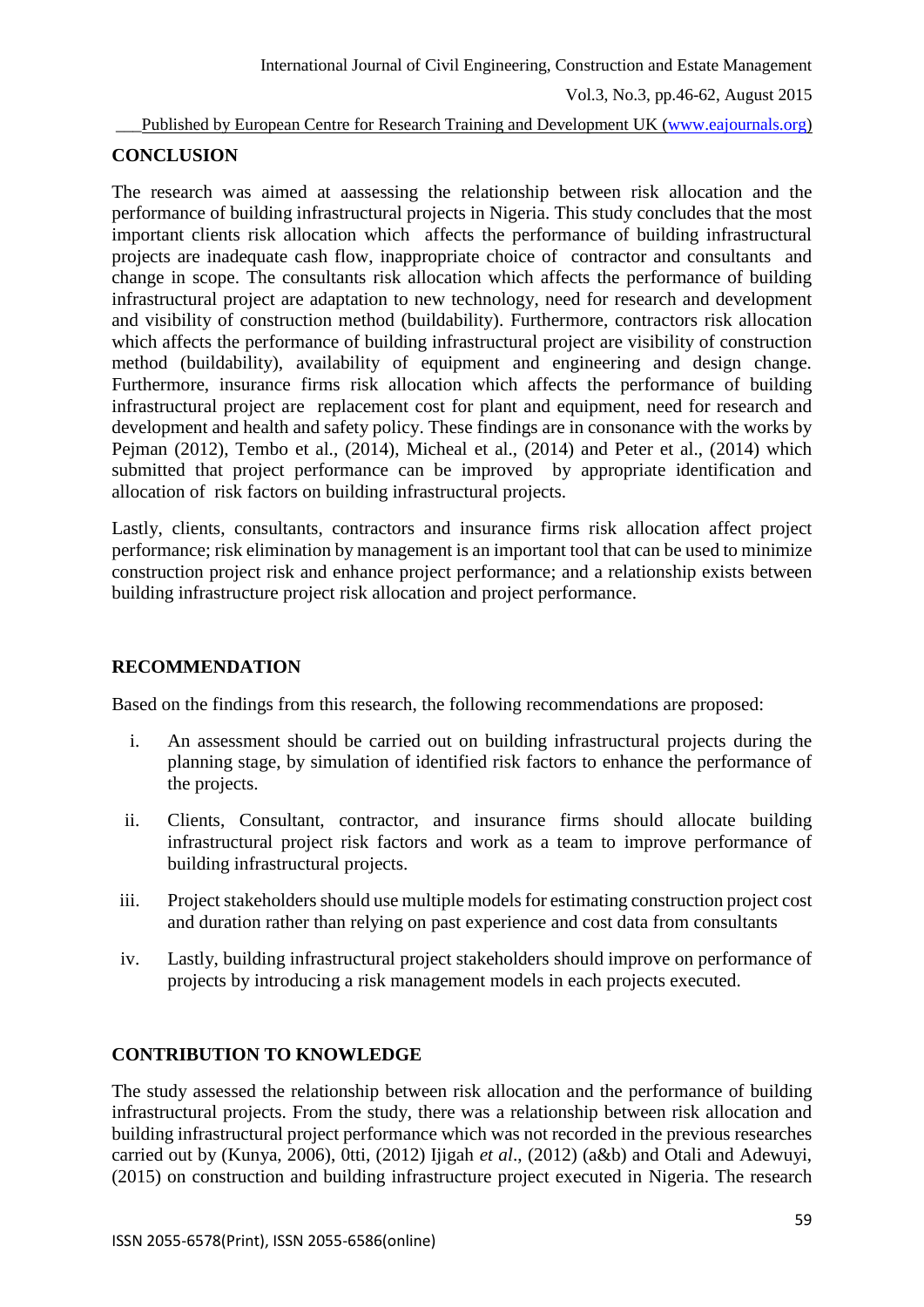## CONCLUSION

The research was aimed at aassessing the relationship between risk allocation and the performance of building infrastructural projects in Nigeria. This study concludes that the most important clients risk allocation which affects the performance of building infrastructural projects are inadequate cash flow, inappropriate choice of contractor and consultants and change in scope. The consultants risk allocation which affects the performance of building infrastructural project are adaptation to new technology, need for research and development and visibility of construction method (buildability). Furthermore, contractors risk allocation which affects the performance of building infrastructural project are visibility of construction method (buildability), availability of equipment and engineering and design change. Furthermore, insurance firms risk allocation which affects the performance of building infrastructural project are replacement cost for plant and equipment, need for research and development and health and safety policy. These findings are in consonance with the works by Pejman (2012), Tembo et al., (2014), Micheal et al., (2014) and Peter et al., (2014) which submitted that project performance can be improved by appropriate identification and allocation of risk factors on building infrastructural projects.

Lastly, clients, consultants, contractors and insurance firms risk allocation affect project performance; risk elimination by management is an important tool that can be used to minimize construction project risk and enhance project performance; and a relationship exists between building infrastructure project risk allocation and project performance.

## RECOMMENDATION

Based on the findings from this research, the following recommendations are proposed:

i. An assessment should be carried out on building infrastructural projects during the planning stage, by simulation of identified risk factors to enhance the performance of the projects.

ii. Clients, Consultant, contractor, and insurance firms should allocate building infrastructural project risk factors and work as a team to improve performance of building infrastructural projects.

iii. Project stakeholders should use multiple models for estimating construction project cost and duration rather than relying on past experience and cost data from consultants

iv. Lastly, building infrastructural project stakeholders should improve on performance of projects by introducing a risk management models in each projects executed.

## CONTRIBUTION TO KNOWLEDGE

The study assessed the relationship between risk allocation and the performance of building infrastructural projects. From the study, there was a relationship between risk allocation and building infrastructural project performance which was not recorded in the previous researches carried out by (Kunya, 2006), 0tti, (2012) Ijigah *et al*., (2012) (a&b) and Otali and Adewuyi, (2015) on construction and building infrastructure project executed in Nigeria. The research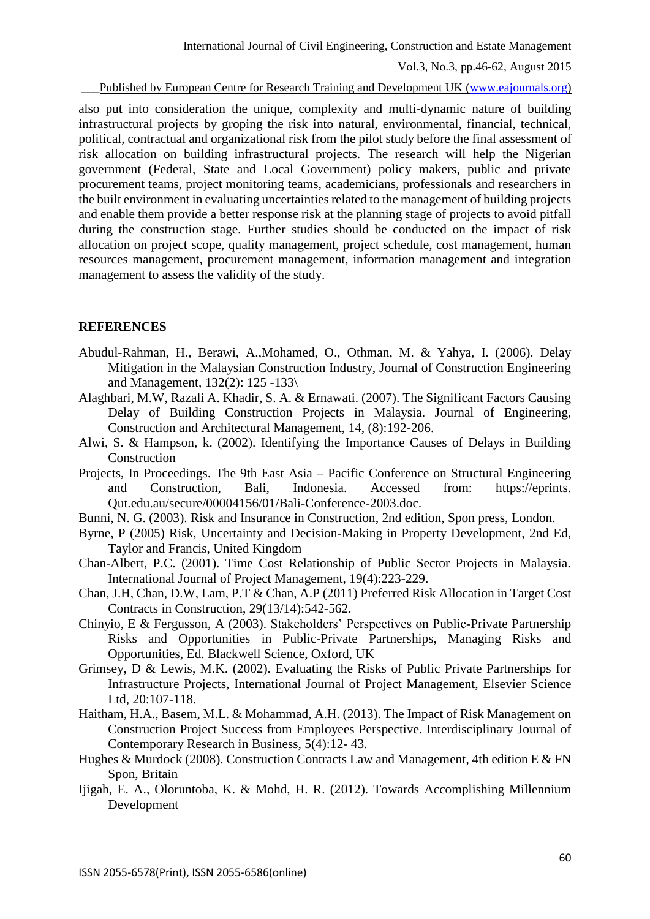also put into consideration the unique, complexity and multi-dynamic nature of building infrastructural projects by groping the risk into natural, environmental, financial, technical, political, contractual and organizational risk from the pilot study before the final assessment of risk allocation on building infrastructural projects. The research will help the Nigerian government (Federal, State and Local Government) policy makers, public and private procurement teams, project monitoring teams, academicians, professionals and researchers in the built environment in evaluating uncertainties related to the management of building projects and enable them provide a better response risk at the planning stage of projects to avoid pitfall during the construction stage. Further studies should be conducted on the impact of risk allocation on project scope, quality management, project schedule, cost management, human resources management, procurement management, information management and integration management to assess the validity of the study.

## REFERENCES

Abudul-Rahman, H., Berawi, A.,Mohamed, O., Othman, M. & Yahya, I. (2006). Delay Mitigation in the Malaysian Construction Industry, Journal of Construction Engineering and Management, 132(2): 125 -133\

Alaghbari, M.W, Razali A. Khadir, S. A. & Ernawati. (2007). The Significant Factors Causing Delay of Building Construction Projects in Malaysia. Journal of Engineering, Construction and Architectural Management, 14, (8):192-206.

Alwi, S. & Hampson, k. (2002). Identifying the Importance Causes of Delays in Building Construction

Projects, In Proceedings. The 9th East Asia – Pacific Conference on Structural Engineering and Construction, Bali, Indonesia. Accessed from: https://eprints. Qut.edu.au/secure/00004156/01/Bali-Conference-2003.doc.

Bunni, N. G. (2003). Risk and Insurance in Construction, 2nd edition, Spon press, London.

Byrne, P (2005) Risk, Uncertainty and Decision-Making in Property Development, 2nd Ed, Taylor and Francis, United Kingdom

Chan-Albert, P.C. (2001). Time Cost Relationship of Public Sector Projects in Malaysia. International Journal of Project Management, 19(4):223-229.

Chan, J.H, Chan, D.W, Lam, P.T & Chan, A.P (2011) Preferred Risk Allocation in Target Cost Contracts in Construction, 29(13/14):542-562.

Chinyio, E & Fergusson, A (2003). Stakeholders' Perspectives on Public-Private Partnership Risks and Opportunities in Public-Private Partnerships, Managing Risks and Opportunities, Ed. Blackwell Science, Oxford, UK

Grimsey, D & Lewis, M.K. (2002). Evaluating the Risks of Public Private Partnerships for Infrastructure Projects, International Journal of Project Management, Elsevier Science Ltd, 20:107-118.

Haitham, H.A., Basem, M.L. & Mohammad, A.H. (2013). The Impact of Risk Management on Construction Project Success from Employees Perspective. Interdisciplinary Journal of Contemporary Research in Business, 5(4):12- 43.

Hughes & Murdock (2008). Construction Contracts Law and Management, 4th edition E & FN Spon, Britain

Ijigah, E. A., Oloruntoba, K. & Mohd, H. R. (2012). Towards Accomplishing Millennium Development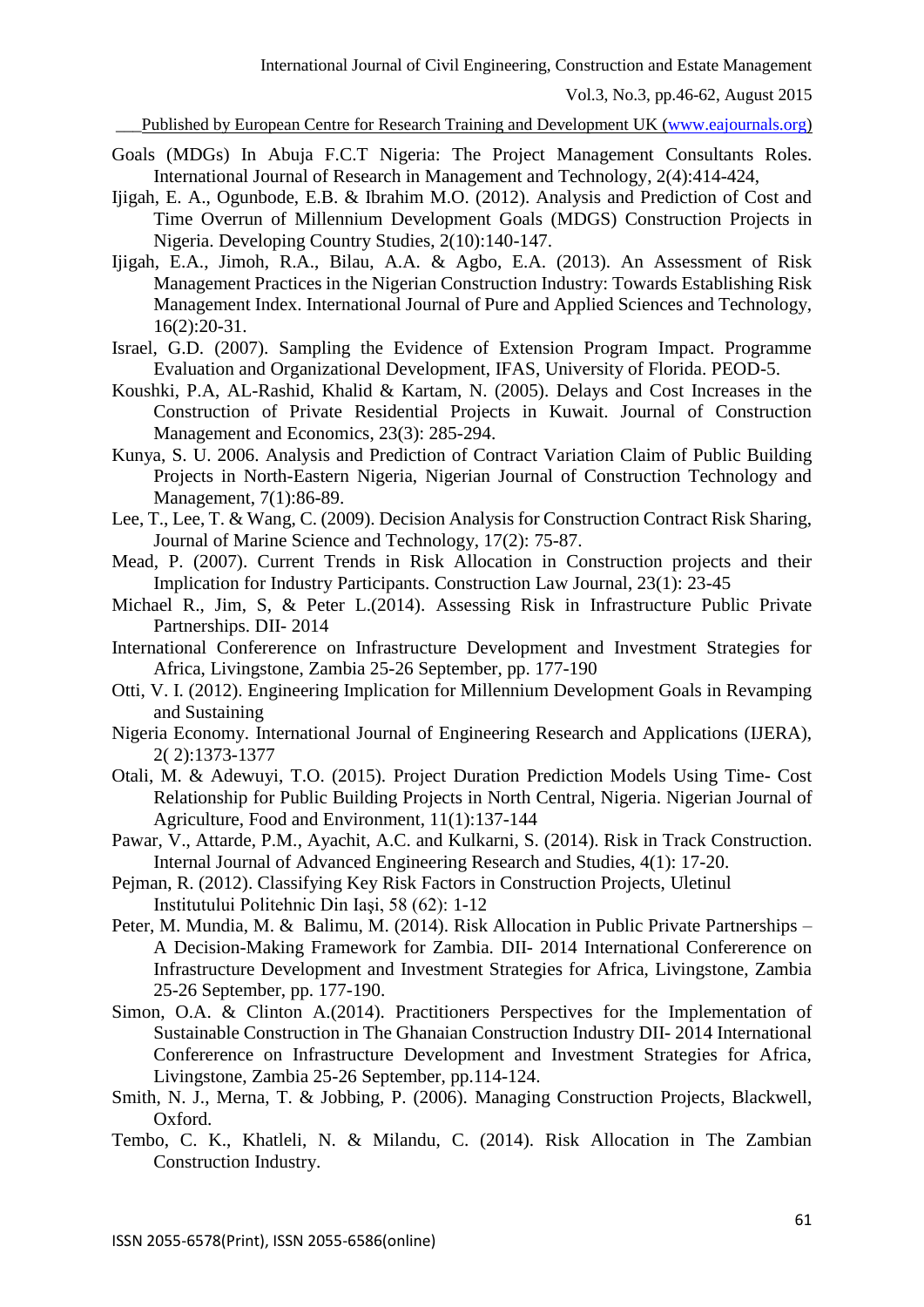Goals (MDGs) In Abuja F.C.T Nigeria: The Project Management Consultants Roles. International Journal of Research in Management and Technology, 2(4):414-424,

Ijigah, E. A., Ogunbode, E.B. & Ibrahim M.O. (2012). Analysis and Prediction of Cost and Time Overrun of Millennium Development Goals (MDGS) Construction Projects in Nigeria. Developing Country Studies, 2(10):140-147.

Ijigah, E.A., Jimoh, R.A., Bilau, A.A. & Agbo, E.A. (2013). An Assessment of Risk Management Practices in the Nigerian Construction Industry: Towards Establishing Risk Management Index. International Journal of Pure and Applied Sciences and Technology, 16(2):20-31.

Israel, G.D. (2007). Sampling the Evidence of Extension Program Impact. Programme Evaluation and Organizational Development, IFAS, University of Florida. PEOD-5.

Koushki, P.A, AL-Rashid, Khalid & Kartam, N. (2005). Delays and Cost Increases in the Construction of Private Residential Projects in Kuwait. Journal of Construction Management and Economics, 23(3): 285-294.

Kunya, S. U. 2006. Analysis and Prediction of Contract Variation Claim of Public Building Projects in North-Eastern Nigeria, Nigerian Journal of Construction Technology and Management, 7(1):86-89.

Lee, T., Lee, T. & Wang, C. (2009). Decision Analysis for Construction Contract Risk Sharing, Journal of Marine Science and Technology, 17(2): 75-87.

Mead, P. (2007). Current Trends in Risk Allocation in Construction projects and their Implication for Industry Participants. Construction Law Journal, 23(1): 23-45

Michael R., Jim, S, & Peter L.(2014). Assessing Risk in Infrastructure Public Private Partnerships. DII- 2014

International Confererence on Infrastructure Development and Investment Strategies for Africa, Livingstone, Zambia 25-26 September, pp. 177-190

Otti, V. I. (2012). Engineering Implication for Millennium Development Goals in Revamping and Sustaining

Nigeria Economy. International Journal of Engineering Research and Applications (IJERA), 2( 2):1373-1377

Otali, M. & Adewuyi, T.O. (2015). Project Duration Prediction Models Using Time- Cost Relationship for Public Building Projects in North Central, Nigeria. Nigerian Journal of Agriculture, Food and Environment, 11(1):137-144

Pawar, V., Attarde, P.M., Ayachit, A.C. and Kulkarni, S. (2014). Risk in Track Construction. Internal Journal of Advanced Engineering Research and Studies, 4(1): 17-20.

Pejman, R. (2012). Classifying Key Risk Factors in Construction Projects, Uletinul Institutului Politehnic Din Iaşi, 58 (62): 1-12

Peter, M. Mundia, M. & Balimu, M. (2014). Risk Allocation in Public Private Partnerships – A Decision-Making Framework for Zambia. DII- 2014 International Confererence on Infrastructure Development and Investment Strategies for Africa, Livingstone, Zambia 25-26 September, pp. 177-190.

Simon, O.A. & Clinton A.(2014). Practitioners Perspectives for the Implementation of Sustainable Construction in The Ghanaian Construction Industry DII- 2014 International Confererence on Infrastructure Development and Investment Strategies for Africa, Livingstone, Zambia 25-26 September, pp.114-124.

Smith, N. J., Merna, T. & Jobbing, P. (2006). Managing Construction Projects, Blackwell, Oxford.

Tembo, C. K., Khatleli, N. & Milandu, C. (2014). Risk Allocation in The Zambian Construction Industry.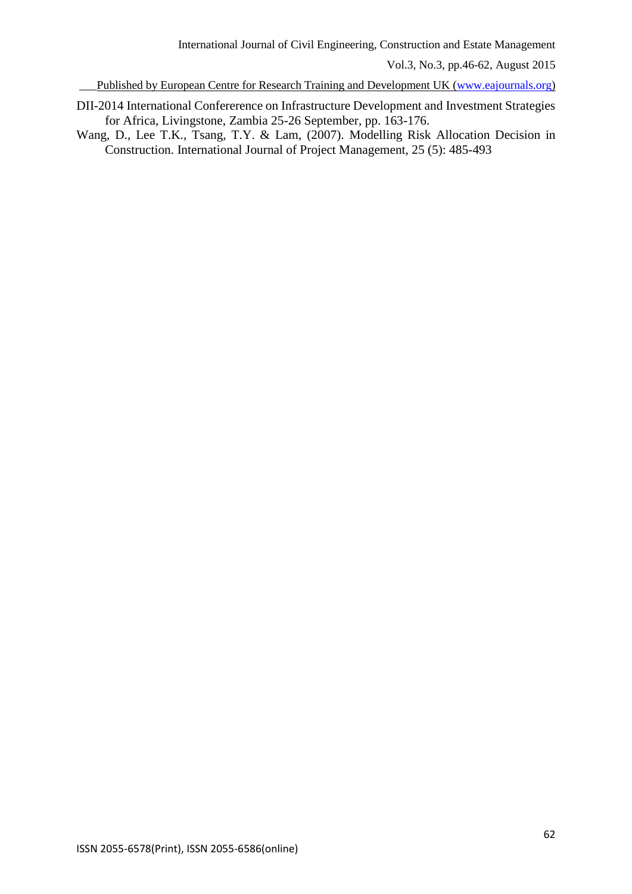DII-2014 International Confererence on Infrastructure Development and Investment Strategies for Africa, Livingstone, Zambia 25-26 September, pp. 163-176.

Wang, D., Lee T.K., Tsang, T.Y. & Lam, (2007). Modelling Risk Allocation Decision in Construction. International Journal of Project Management, 25 (5): 485-493